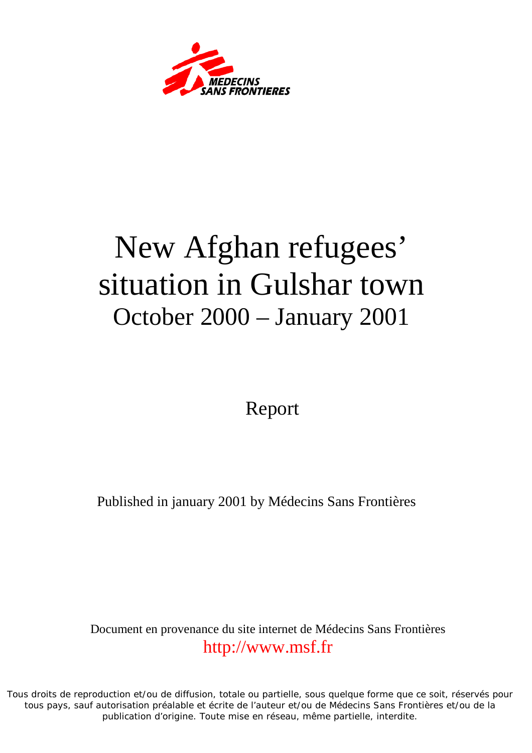MEDECINS SANS FRONTIERES

# New Afghan refugees' situation in Gulshar town

## October 2000 – January 2001

Report

Published in january 2001 by Médecins Sans Frontières

Document en provenance du site internet de Médecins Sans Frontières
http://www.msf.fr

Tous droits de reproduction et/ou de diffusion, totale ou partielle, sous quelque forme que ce soit, réservés pour tous pays, sauf autorisation préalable et écrite de l'auteur et/ou de Médecins Sans Frontières et/ou de la publication d'origine. Toute mise en réseau, même partielle, interdite.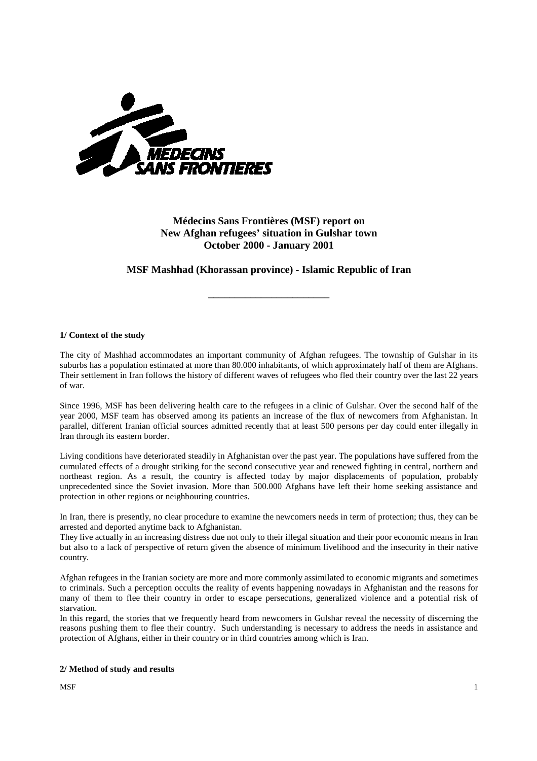**Médecins Sans Frontières (MSF) report on New Afghan refugees' situation in Gulshar town October 2000 - January 2001**

**MSF Mashhad (Khorassan province) - Islamic Republic of Iran**

---

#### 1/ Context of the study

The city of Mashhad accommodates an important community of Afghan refugees. The township of Gulshar in its suburbs has a population estimated at more than 80.000 inhabitants, of which approximately half of them are Afghans. Their settlement in Iran follows the history of different waves of refugees who fled their country over the last 22 years of war.

Since 1996, MSF has been delivering health care to the refugees in a clinic of Gulshar. Over the second half of the year 2000, MSF team has observed among its patients an increase of the flux of newcomers from Afghanistan. In parallel, different Iranian official sources admitted recently that at least 500 persons per day could enter illegally in Iran through its eastern border.

Living conditions have deteriorated steadily in Afghanistan over the past year. The populations have suffered from the cumulated effects of a drought striking for the second consecutive year and renewed fighting in central, northern and northeast region. As a result, the country is affected today by major displacements of population, probably unprecedented since the Soviet invasion. More than 500.000 Afghans have left their home seeking assistance and protection in other regions or neighbouring countries.

In Iran, there is presently, no clear procedure to examine the newcomers needs in term of protection; thus, they can be arrested and deported anytime back to Afghanistan.
They live actually in an increasing distress due not only to their illegal situation and their poor economic means in Iran but also to a lack of perspective of return given the absence of minimum livelihood and the insecurity in their native country.

Afghan refugees in the Iranian society are more and more commonly assimilated to economic migrants and sometimes to criminals. Such a perception occults the reality of events happening nowadays in Afghanistan and the reasons for many of them to flee their country in order to escape persecutions, generalized violence and a potential risk of starvation.
In this regard, the stories that we frequently heard from newcomers in Gulshar reveal the necessity of discerning the reasons pushing them to flee their country. Such understanding is necessary to address the needs in assistance and protection of Afghans, either in their country or in third countries among which is Iran.

#### 2/ Method of study and results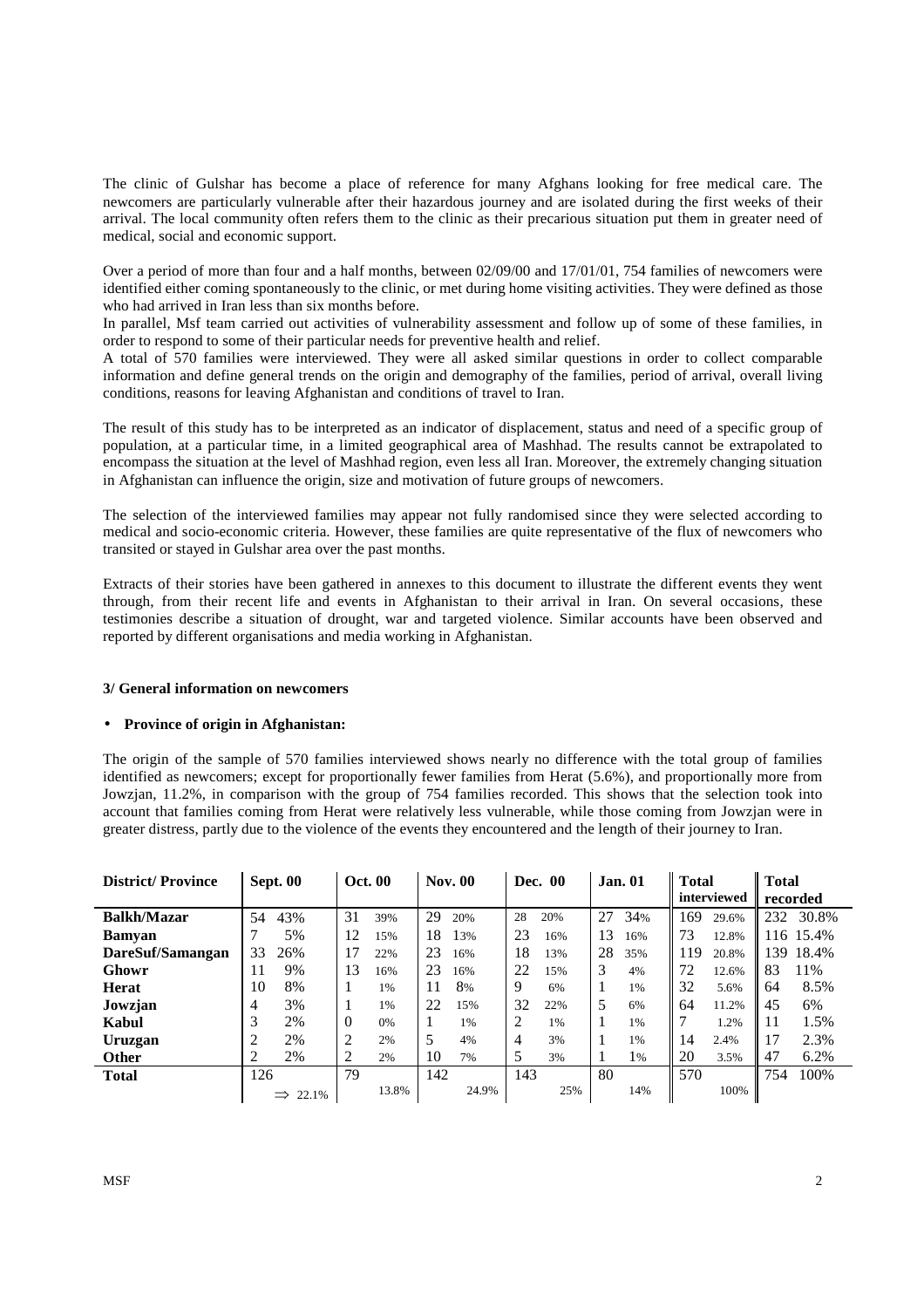The clinic of Gulshar has become a place of reference for many Afghans looking for free medical care. The newcomers are particularly vulnerable after their hazardous journey and are isolated during the first weeks of their arrival. The local community often refers them to the clinic as their precarious situation put them in greater need of medical, social and economic support.

Over a period of more than four and a half months, between 02/09/00 and 17/01/01, 754 families of newcomers were identified either coming spontaneously to the clinic, or met during home visiting activities. They were defined as those who had arrived in Iran less than six months before.

In parallel, Msf team carried out activities of vulnerability assessment and follow up of some of these families, in order to respond to some of their particular needs for preventive health and relief.

A total of 570 families were interviewed. They were all asked similar questions in order to collect comparable information and define general trends on the origin and demography of the families, period of arrival, overall living conditions, reasons for leaving Afghanistan and conditions of travel to Iran.

The result of this study has to be interpreted as an indicator of displacement, status and need of a specific group of population, at a particular time, in a limited geographical area of Mashhad. The results cannot be extrapolated to encompass the situation at the level of Mashhad region, even less all Iran. Moreover, the extremely changing situation in Afghanistan can influence the origin, size and motivation of future groups of newcomers.

The selection of the interviewed families may appear not fully randomised since they were selected according to medical and socio-economic criteria. However, these families are quite representative of the flux of newcomers who transited or stayed in Gulshar area over the past months.

Extracts of their stories have been gathered in annexes to this document to illustrate the different events they went through, from their recent life and events in Afghanistan to their arrival in Iran. On several occasions, these testimonies describe a situation of drought, war and targeted violence. Similar accounts have been observed and reported by different organisations and media working in Afghanistan.

### 3/ General information on newcomers

- **Province of origin in Afghanistan:**

The origin of the sample of 570 families interviewed shows nearly no difference with the total group of families identified as newcomers; except for proportionally fewer families from Herat (5.6%), and proportionally more from Jowzjan, 11.2%, in comparison with the group of 754 families recorded. This shows that the selection took into account that families coming from Herat were relatively less vulnerable, while those coming from Jowzjan were in greater distress, partly due to the violence of the events they encountered and the length of their journey to Iran.

| District/ Province | Sept. 00 | | Oct. 00 | | Nov. 00 | | Dec. 00 | | Jan. 01 | | Total interviewed | | Total recorded | |
|---|---|---|---|---|---|---|---|---|---|---|---|---|---|---|
| **Balkh/Mazar** | 54 | 43% | 31 | 39% | 29 | 20% | 28 | 20% | 27 | 34% | 169 | 29.6% | 232 | 30.8% |
| **Bamyan** | 7 | 5% | 12 | 15% | 18 | 13% | 23 | 16% | 13 | 16% | 73 | 12.8% | 116 | 15.4% |
| **DareSuf/Samangan** | 33 | 26% | 17 | 22% | 23 | 16% | 18 | 13% | 28 | 35% | 119 | 20.8% | 139 | 18.4% |
| **Ghowr** | 11 | 9% | 13 | 16% | 23 | 16% | 22 | 15% | 3 | 4% | 72 | 12.6% | 83 | 11% |
| **Herat** | 10 | 8% | 1 | 1% | 11 | 8% | 9 | 6% | 1 | 1% | 32 | 5.6% | 64 | 8.5% |
| **Jowzjan** | 4 | 3% | 1 | 1% | 22 | 15% | 32 | 22% | 5 | 6% | 64 | 11.2% | 45 | 6% |
| **Kabul** | 3 | 2% | 0 | 0% | 1 | 1% | 2 | 1% | 1 | 1% | 7 | 1.2% | 11 | 1.5% |
| **Uruzgan** | 2 | 2% | 2 | 2% | 5 | 4% | 4 | 3% | 1 | 1% | 14 | 2.4% | 17 | 2.3% |
| **Other** | 2 | 2% | 2 | 2% | 10 | 7% | 5 | 3% | 1 | 1% | 20 | 3.5% | 47 | 6.2% |
| **Total** | 126 | ⇒ 22.1% | 79 | 13.8% | 142 | 24.9% | 143 | 25% | 80 | 14% | 570 | 100% | 754 | 100% |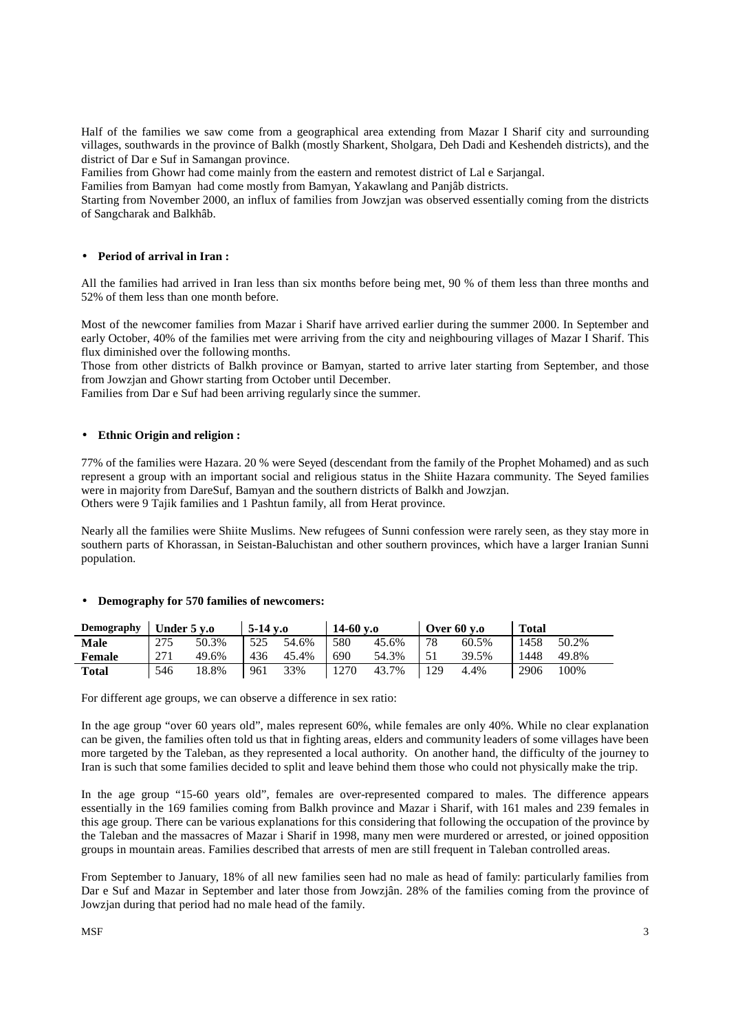Half of the families we saw come from a geographical area extending from Mazar I Sharif city and surrounding villages, southwards in the province of Balkh (mostly Sharkent, Sholgara, Deh Dadi and Keshendeh districts), and the district of Dar e Suf in Samangan province.

Families from Ghowr had come mainly from the eastern and remotest district of Lal e Sarjangal.

Families from Bamyan had come mostly from Bamyan, Yakawlang and Panjâb districts.

Starting from November 2000, an influx of families from Jowzjan was observed essentially coming from the districts of Sangcharak and Balkhâb.

- **Period of arrival in Iran :**

All the families had arrived in Iran less than six months before being met, 90 % of them less than three months and 52% of them less than one month before.

Most of the newcomer families from Mazar i Sharif have arrived earlier during the summer 2000. In September and early October, 40% of the families met were arriving from the city and neighbouring villages of Mazar I Sharif. This flux diminished over the following months.

Those from other districts of Balkh province or Bamyan, started to arrive later starting from September, and those from Jowzjan and Ghowr starting from October until December.

Families from Dar e Suf had been arriving regularly since the summer.

- **Ethnic Origin and religion :**

77% of the families were Hazara. 20 % were Seyed (descendant from the family of the Prophet Mohamed) and as such represent a group with an important social and religious status in the Shiite Hazara community. The Seyed families were in majority from DareSuf, Bamyan and the southern districts of Balkh and Jowzjan.

Others were 9 Tajik families and 1 Pashtun family, all from Herat province.

Nearly all the families were Shiite Muslims. New refugees of Sunni confession were rarely seen, as they stay more in southern parts of Khorassan, in Seistan-Baluchistan and other southern provinces, which have a larger Iranian Sunni population.

- **Demography for 570 families of newcomers:**

| Demography | Under 5 y.o | | 5-14 y.o | | 14-60 y.o | | Over 60 y.o | | Total | |
|---|---|---|---|---|---|---|---|---|---|---|
| **Male** | 275 | 50.3% | 525 | 54.6% | 580 | 45.6% | 78 | 60.5% | 1458 | 50.2% |
| **Female** | 271 | 49.6% | 436 | 45.4% | 690 | 54.3% | 51 | 39.5% | 1448 | 49.8% |
| **Total** | 546 | 18.8% | 961 | 33% | 1270 | 43.7% | 129 | 4.4% | 2906 | 100% |

For different age groups, we can observe a difference in sex ratio:

In the age group “over 60 years old”, males represent 60%, while females are only 40%. While no clear explanation can be given, the families often told us that in fighting areas, elders and community leaders of some villages have been more targeted by the Taleban, as they represented a local authority. On another hand, the difficulty of the journey to Iran is such that some families decided to split and leave behind them those who could not physically make the trip.

In the age group “15-60 years old”, females are over-represented compared to males. The difference appears essentially in the 169 families coming from Balkh province and Mazar i Sharif, with 161 males and 239 females in this age group. There can be various explanations for this considering that following the occupation of the province by the Taleban and the massacres of Mazar i Sharif in 1998, many men were murdered or arrested, or joined opposition groups in mountain areas. Families described that arrests of men are still frequent in Taleban controlled areas.

From September to January, 18% of all new families seen had no male as head of family: particularly families from Dar e Suf and Mazar in September and later those from Jowzjân. 28% of the families coming from the province of Jowzjan during that period had no male head of the family.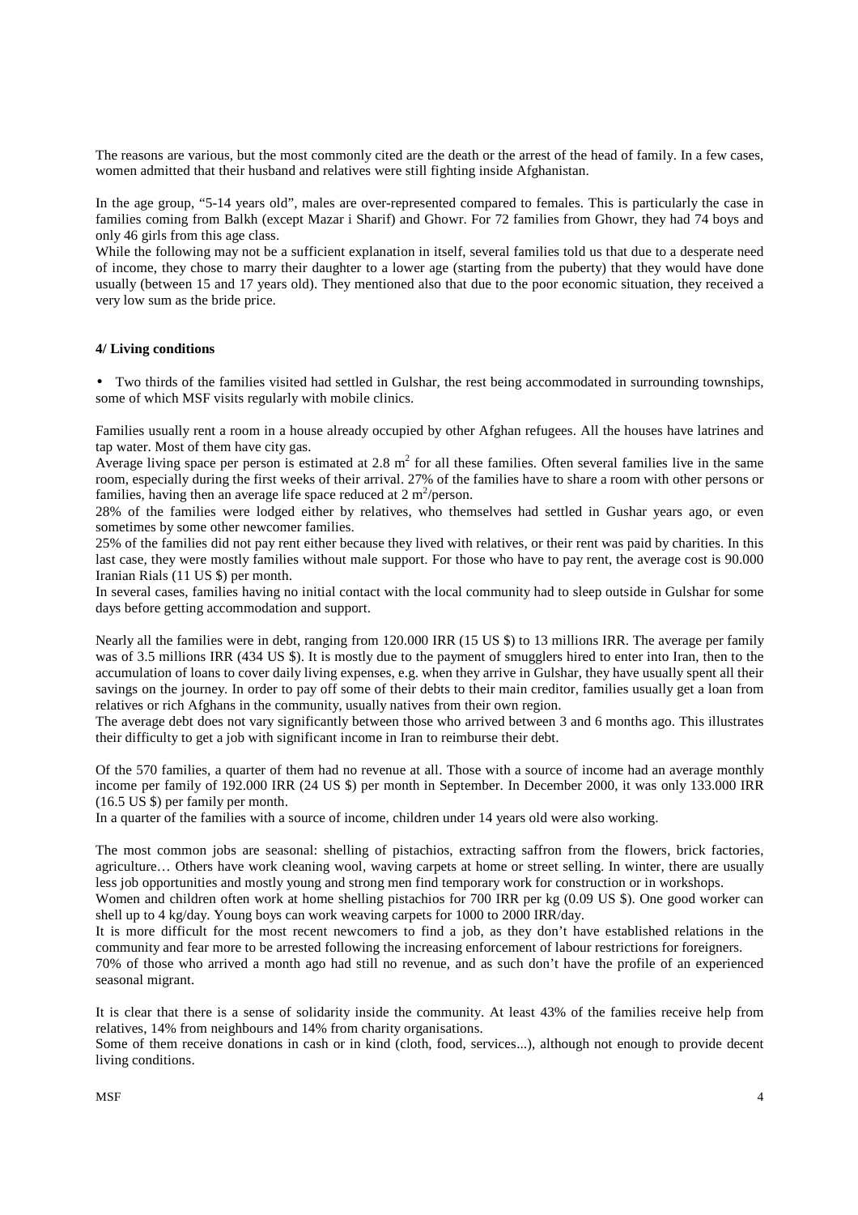The reasons are various, but the most commonly cited are the death or the arrest of the head of family. In a few cases, women admitted that their husband and relatives were still fighting inside Afghanistan.

In the age group, "5-14 years old", males are over-represented compared to females. This is particularly the case in families coming from Balkh (except Mazar i Sharif) and Ghowr. For 72 families from Ghowr, they had 74 boys and only 46 girls from this age class.

While the following may not be a sufficient explanation in itself, several families told us that due to a desperate need of income, they chose to marry their daughter to a lower age (starting from the puberty) that they would have done usually (between 15 and 17 years old). They mentioned also that due to the poor economic situation, they received a very low sum as the bride price.

#### 4/ Living conditions

- Two thirds of the families visited had settled in Gulshar, the rest being accommodated in surrounding townships, some of which MSF visits regularly with mobile clinics.

Families usually rent a room in a house already occupied by other Afghan refugees. All the houses have latrines and tap water. Most of them have city gas.

Average living space per person is estimated at 2.8 $m^2$ for all these families. Often several families live in the same room, especially during the first weeks of their arrival. 27% of the families have to share a room with other persons or families, having then an average life space reduced at 2 $m^2$/person.

28% of the families were lodged either by relatives, who themselves had settled in Gushar years ago, or even sometimes by some other newcomer families.

25% of the families did not pay rent either because they lived with relatives, or their rent was paid by charities. In this last case, they were mostly families without male support. For those who have to pay rent, the average cost is 90.000 Iranian Rials (11 US $) per month.

In several cases, families having no initial contact with the local community had to sleep outside in Gulshar for some days before getting accommodation and support.

Nearly all the families were in debt, ranging from 120.000 IRR (15 US $) to 13 millions IRR. The average per family was of 3.5 millions IRR (434 US $). It is mostly due to the payment of smugglers hired to enter into Iran, then to the accumulation of loans to cover daily living expenses, e.g. when they arrive in Gulshar, they have usually spent all their savings on the journey. In order to pay off some of their debts to their main creditor, families usually get a loan from relatives or rich Afghans in the community, usually natives from their own region.

The average debt does not vary significantly between those who arrived between 3 and 6 months ago. This illustrates their difficulty to get a job with significant income in Iran to reimburse their debt.

Of the 570 families, a quarter of them had no revenue at all. Those with a source of income had an average monthly income per family of 192.000 IRR (24 US $) per month in September. In December 2000, it was only 133.000 IRR (16.5 US $) per family per month.

In a quarter of the families with a source of income, children under 14 years old were also working.

The most common jobs are seasonal: shelling of pistachios, extracting saffron from the flowers, brick factories, agriculture… Others have work cleaning wool, waving carpets at home or street selling. In winter, there are usually less job opportunities and mostly young and strong men find temporary work for construction or in workshops.

Women and children often work at home shelling pistachios for 700 IRR per kg (0.09 US $). One good worker can shell up to 4 kg/day. Young boys can work weaving carpets for 1000 to 2000 IRR/day.

It is more difficult for the most recent newcomers to find a job, as they don't have established relations in the community and fear more to be arrested following the increasing enforcement of labour restrictions for foreigners.

70% of those who arrived a month ago had still no revenue, and as such don't have the profile of an experienced seasonal migrant.

It is clear that there is a sense of solidarity inside the community. At least 43% of the families receive help from relatives, 14% from neighbours and 14% from charity organisations.

Some of them receive donations in cash or in kind (cloth, food, services...), although not enough to provide decent living conditions.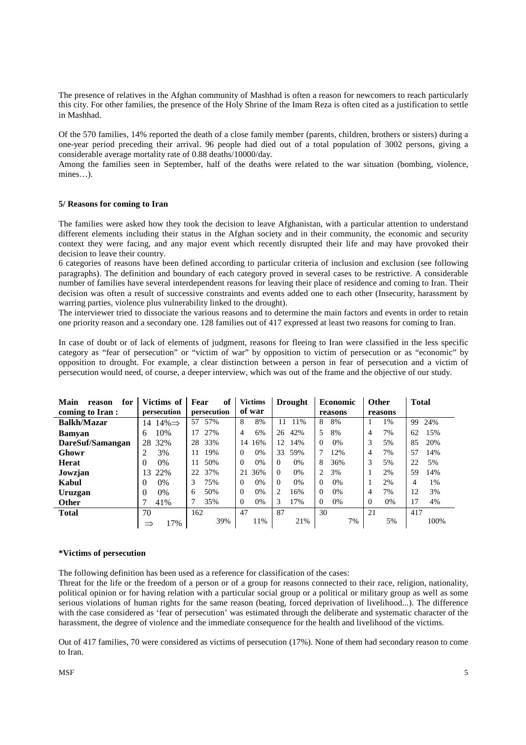The presence of relatives in the Afghan community of Mashhad is often a reason for newcomers to reach particularly this city. For other families, the presence of the Holy Shrine of the Imam Reza is often cited as a justification to settle in Mashhad.

Of the 570 families, 14% reported the death of a close family member (parents, children, brothers or sisters) during a one-year period preceding their arrival. 96 people had died out of a total population of 3002 persons, giving a considerable average mortality rate of 0.88 deaths/10000/day.

Among the families seen in September, half of the deaths were related to the war situation (bombing, violence, mines…).

**5/ Reasons for coming to Iran**

The families were asked how they took the decision to leave Afghanistan, with a particular attention to understand different elements including their status in the Afghan society and in their community, the economic and security context they were facing, and any major event which recently disrupted their life and may have provoked their decision to leave their country.

6 categories of reasons have been defined according to particular criteria of inclusion and exclusion (see following paragraphs). The definition and boundary of each category proved in several cases to be restrictive. A considerable number of families have several interdependent reasons for leaving their place of residence and coming to Iran. Their decision was often a result of successive constraints and events added one to each other (Insecurity, harassment by warring parties, violence plus vulnerability linked to the drought).

The interviewer tried to dissociate the various reasons and to determine the main factors and events in order to retain one priority reason and a secondary one. 128 families out of 417 expressed at least two reasons for coming to Iran.

In case of doubt or of lack of elements of judgment, reasons for fleeing to Iran were classified in the less specific category as "fear of persecution" or "victim of war" by opposition to victim of persecution or as "economic" by opposition to drought. For example, a clear distinction between a person in fear of persecution and a victim of persecution would need, of course, a deeper interview, which was out of the frame and the objective of our study.

| Main reason for coming to Iran : | Victims of persecution | Fear of persecution | Victims of war | Drought | Economic reasons | Other reasons | Total |
|---|---|---|---|---|---|---|---|
| **Balkh/Mazar** | 14 14%⇒ | 57 57% | 8 8% | 11 11% | 8 8% | 1 1% | 99 24% |
| **Bamyan** | 6 10% | 17 27% | 4 6% | 26 42% | 5 8% | 4 7% | 62 15% |
| **DareSuf/Samangan** | 28 32% | 28 33% | 14 16% | 12 14% | 0 0% | 3 5% | 85 20% |
| **Ghowr** | 2 3% | 11 19% | 0 0% | 33 59% | 7 12% | 4 7% | 57 14% |
| **Herat** | 0 0% | 11 50% | 0 0% | 0 0% | 8 36% | 3 5% | 22 5% |
| **Jowzjan** | 13 22% | 22 37% | 21 36% | 0 0% | 2 3% | 1 2% | 59 14% |
| **Kabul** | 0 0% | 3 75% | 0 0% | 0 0% | 0 0% | 1 2% | 4 1% |
| **Uruzgan** | 0 0% | 6 50% | 0 0% | 2 16% | 0 0% | 4 7% | 12 3% |
| **Other** | 7 41% | 7 35% | 0 0% | 3 17% | 0 0% | 0 0% | 17 4% |
| **Total** | 70 ⇒ 17% | 162 39% | 47 11% | 87 21% | 30 7% | 21 5% | 417 100% |

**\*Victims of persecution**

The following definition has been used as a reference for classification of the cases:

Threat for the life or the freedom of a person or of a group for reasons connected to their race, religion, nationality, political opinion or for having relation with a particular social group or a political or military group as well as some serious violations of human rights for the same reason (beating, forced deprivation of livelihood...). The difference with the case considered as 'fear of persecution' was estimated through the deliberate and systematic character of the harassment, the degree of violence and the immediate consequence for the health and livelihood of the victims.

Out of 417 families, 70 were considered as victims of persecution (17%). None of them had secondary reason to come to Iran.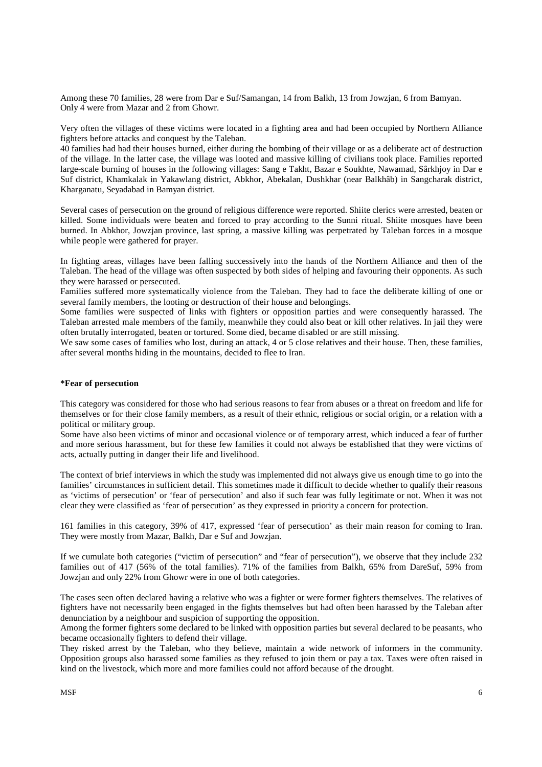Among these 70 families, 28 were from Dar e Suf/Samangan, 14 from Balkh, 13 from Jowzjan, 6 from Bamyan. Only 4 were from Mazar and 2 from Ghowr.

Very often the villages of these victims were located in a fighting area and had been occupied by Northern Alliance fighters before attacks and conquest by the Taleban.
40 families had had their houses burned, either during the bombing of their village or as a deliberate act of destruction of the village. In the latter case, the village was looted and massive killing of civilians took place. Families reported large-scale burning of houses in the following villages: Sang e Takht, Bazar e Soukhte, Nawamad, Sârkhjoy in Dar e Suf district, Khamkalak in Yakawlang district, Abkhor, Abekalan, Dushkhar (near Balkhâb) in Sangcharak district, Kharganatu, Seyadabad in Bamyan district.

Several cases of persecution on the ground of religious difference were reported. Shiite clerics were arrested, beaten or killed. Some individuals were beaten and forced to pray according to the Sunni ritual. Shiite mosques have been burned. In Abkhor, Jowzjan province, last spring, a massive killing was perpetrated by Taleban forces in a mosque while people were gathered for prayer.

In fighting areas, villages have been falling successively into the hands of the Northern Alliance and then of the Taleban. The head of the village was often suspected by both sides of helping and favouring their opponents. As such they were harassed or persecuted.
Families suffered more systematically violence from the Taleban. They had to face the deliberate killing of one or several family members, the looting or destruction of their house and belongings.
Some families were suspected of links with fighters or opposition parties and were consequently harassed. The Taleban arrested male members of the family, meanwhile they could also beat or kill other relatives. In jail they were often brutally interrogated, beaten or tortured. Some died, became disabled or are still missing.
We saw some cases of families who lost, during an attack, 4 or 5 close relatives and their house. Then, these families, after several months hiding in the mountains, decided to flee to Iran.

**\*Fear of persecution**

This category was considered for those who had serious reasons to fear from abuses or a threat on freedom and life for themselves or for their close family members, as a result of their ethnic, religious or social origin, or a relation with a political or military group.
Some have also been victims of minor and occasional violence or of temporary arrest, which induced a fear of further and more serious harassment, but for these few families it could not always be established that they were victims of acts, actually putting in danger their life and livelihood.

The context of brief interviews in which the study was implemented did not always give us enough time to go into the families' circumstances in sufficient detail. This sometimes made it difficult to decide whether to qualify their reasons as 'victims of persecution' or 'fear of persecution' and also if such fear was fully legitimate or not. When it was not clear they were classified as 'fear of persecution' as they expressed in priority a concern for protection.

161 families in this category, 39% of 417, expressed 'fear of persecution' as their main reason for coming to Iran. They were mostly from Mazar, Balkh, Dar e Suf and Jowzjan.

If we cumulate both categories ("victim of persecution" and "fear of persecution"), we observe that they include 232 families out of 417 (56% of the total families). 71% of the families from Balkh, 65% from DareSuf, 59% from Jowzjan and only 22% from Ghowr were in one of both categories.

The cases seen often declared having a relative who was a fighter or were former fighters themselves. The relatives of fighters have not necessarily been engaged in the fights themselves but had often been harassed by the Taleban after denunciation by a neighbour and suspicion of supporting the opposition.
Among the former fighters some declared to be linked with opposition parties but several declared to be peasants, who became occasionally fighters to defend their village.
They risked arrest by the Taleban, who they believe, maintain a wide network of informers in the community. Opposition groups also harassed some families as they refused to join them or pay a tax. Taxes were often raised in kind on the livestock, which more and more families could not afford because of the drought.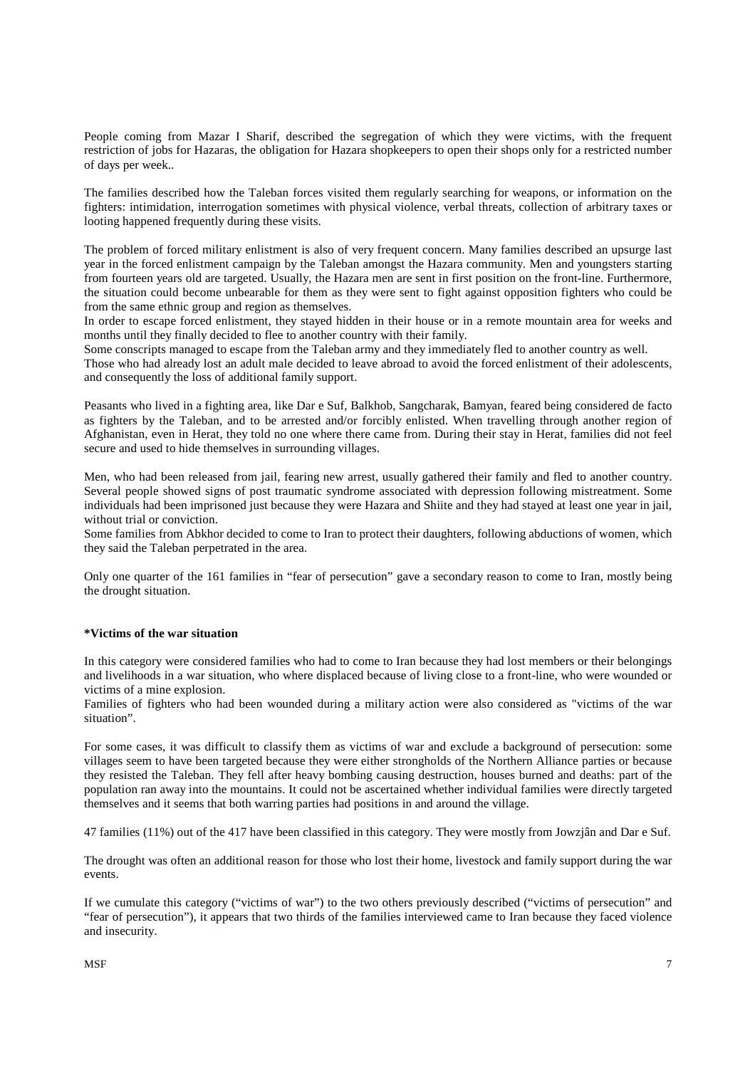People coming from Mazar I Sharif, described the segregation of which they were victims, with the frequent restriction of jobs for Hazaras, the obligation for Hazara shopkeepers to open their shops only for a restricted number of days per week..

The families described how the Taleban forces visited them regularly searching for weapons, or information on the fighters: intimidation, interrogation sometimes with physical violence, verbal threats, collection of arbitrary taxes or looting happened frequently during these visits.

The problem of forced military enlistment is also of very frequent concern. Many families described an upsurge last year in the forced enlistment campaign by the Taleban amongst the Hazara community. Men and youngsters starting from fourteen years old are targeted. Usually, the Hazara men are sent in first position on the front-line. Furthermore, the situation could become unbearable for them as they were sent to fight against opposition fighters who could be from the same ethnic group and region as themselves.
In order to escape forced enlistment, they stayed hidden in their house or in a remote mountain area for weeks and months until they finally decided to flee to another country with their family.
Some conscripts managed to escape from the Taleban army and they immediately fled to another country as well.
Those who had already lost an adult male decided to leave abroad to avoid the forced enlistment of their adolescents, and consequently the loss of additional family support.

Peasants who lived in a fighting area, like Dar e Suf, Balkhob, Sangcharak, Bamyan, feared being considered de facto as fighters by the Taleban, and to be arrested and/or forcibly enlisted. When travelling through another region of Afghanistan, even in Herat, they told no one where there came from. During their stay in Herat, families did not feel secure and used to hide themselves in surrounding villages.

Men, who had been released from jail, fearing new arrest, usually gathered their family and fled to another country. Several people showed signs of post traumatic syndrome associated with depression following mistreatment. Some individuals had been imprisoned just because they were Hazara and Shiite and they had stayed at least one year in jail, without trial or conviction.
Some families from Abkhor decided to come to Iran to protect their daughters, following abductions of women, which they said the Taleban perpetrated in the area.

Only one quarter of the 161 families in "fear of persecution" gave a secondary reason to come to Iran, mostly being the drought situation.

**\*Victims of the war situation**

In this category were considered families who had to come to Iran because they had lost members or their belongings and livelihoods in a war situation, who where displaced because of living close to a front-line, who were wounded or victims of a mine explosion.
Families of fighters who had been wounded during a military action were also considered as "victims of the war situation".

For some cases, it was difficult to classify them as victims of war and exclude a background of persecution: some villages seem to have been targeted because they were either strongholds of the Northern Alliance parties or because they resisted the Taleban. They fell after heavy bombing causing destruction, houses burned and deaths: part of the population ran away into the mountains. It could not be ascertained whether individual families were directly targeted themselves and it seems that both warring parties had positions in and around the village.

47 families (11%) out of the 417 have been classified in this category. They were mostly from Jowzjân and Dar e Suf.

The drought was often an additional reason for those who lost their home, livestock and family support during the war events.

If we cumulate this category ("victims of war") to the two others previously described ("victims of persecution" and "fear of persecution"), it appears that two thirds of the families interviewed came to Iran because they faced violence and insecurity.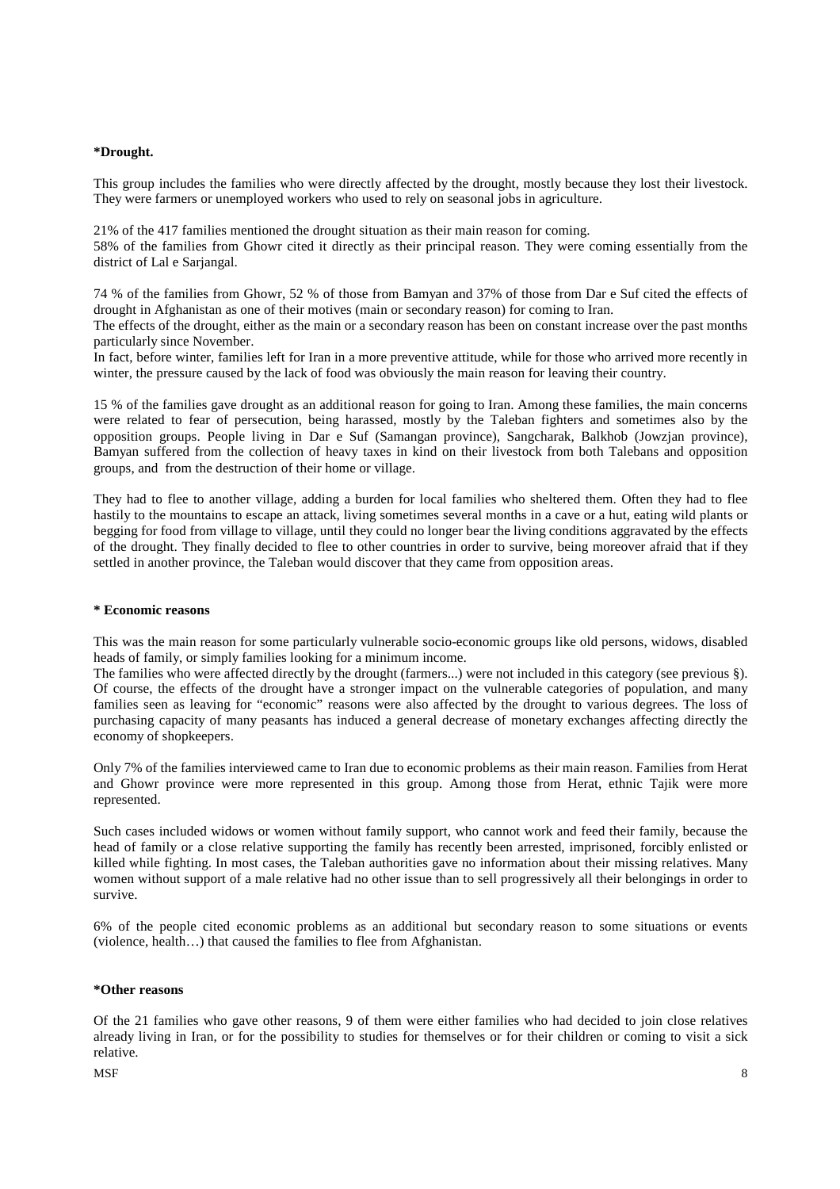**\*Drought.**

This group includes the families who were directly affected by the drought, mostly because they lost their livestock. They were farmers or unemployed workers who used to rely on seasonal jobs in agriculture.

21% of the 417 families mentioned the drought situation as their main reason for coming.
58% of the families from Ghowr cited it directly as their principal reason. They were coming essentially from the district of Lal e Sarjangal.

74 % of the families from Ghowr, 52 % of those from Bamyan and 37% of those from Dar e Suf cited the effects of drought in Afghanistan as one of their motives (main or secondary reason) for coming to Iran.
The effects of the drought, either as the main or a secondary reason has been on constant increase over the past months particularly since November.
In fact, before winter, families left for Iran in a more preventive attitude, while for those who arrived more recently in winter, the pressure caused by the lack of food was obviously the main reason for leaving their country.

15 % of the families gave drought as an additional reason for going to Iran. Among these families, the main concerns were related to fear of persecution, being harassed, mostly by the Taleban fighters and sometimes also by the opposition groups. People living in Dar e Suf (Samangan province), Sangcharak, Balkhob (Jowzjan province), Bamyan suffered from the collection of heavy taxes in kind on their livestock from both Talebans and opposition groups, and from the destruction of their home or village.

They had to flee to another village, adding a burden for local families who sheltered them. Often they had to flee hastily to the mountains to escape an attack, living sometimes several months in a cave or a hut, eating wild plants or begging for food from village to village, until they could no longer bear the living conditions aggravated by the effects of the drought. They finally decided to flee to other countries in order to survive, being moreover afraid that if they settled in another province, the Taleban would discover that they came from opposition areas.

**\* Economic reasons**

This was the main reason for some particularly vulnerable socio-economic groups like old persons, widows, disabled heads of family, or simply families looking for a minimum income.
The families who were affected directly by the drought (farmers...) were not included in this category (see previous §). Of course, the effects of the drought have a stronger impact on the vulnerable categories of population, and many families seen as leaving for "economic" reasons were also affected by the drought to various degrees. The loss of purchasing capacity of many peasants has induced a general decrease of monetary exchanges affecting directly the economy of shopkeepers.

Only 7% of the families interviewed came to Iran due to economic problems as their main reason. Families from Herat and Ghowr province were more represented in this group. Among those from Herat, ethnic Tajik were more represented.

Such cases included widows or women without family support, who cannot work and feed their family, because the head of family or a close relative supporting the family has recently been arrested, imprisoned, forcibly enlisted or killed while fighting. In most cases, the Taleban authorities gave no information about their missing relatives. Many women without support of a male relative had no other issue than to sell progressively all their belongings in order to survive.

6% of the people cited economic problems as an additional but secondary reason to some situations or events (violence, health…) that caused the families to flee from Afghanistan.

**\*Other reasons**

Of the 21 families who gave other reasons, 9 of them were either families who had decided to join close relatives already living in Iran, or for the possibility to studies for themselves or for their children or coming to visit a sick relative.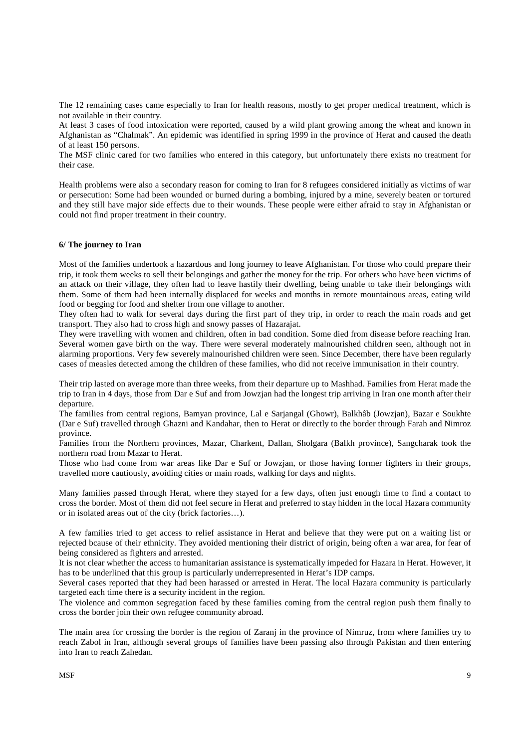The 12 remaining cases came especially to Iran for health reasons, mostly to get proper medical treatment, which is not available in their country.

At least 3 cases of food intoxication were reported, caused by a wild plant growing among the wheat and known in Afghanistan as "Chalmak". An epidemic was identified in spring 1999 in the province of Herat and caused the death of at least 150 persons.

The MSF clinic cared for two families who entered in this category, but unfortunately there exists no treatment for their case.

Health problems were also a secondary reason for coming to Iran for 8 refugees considered initially as victims of war or persecution: Some had been wounded or burned during a bombing, injured by a mine, severely beaten or tortured and they still have major side effects due to their wounds. These people were either afraid to stay in Afghanistan or could not find proper treatment in their country.

**6/ The journey to Iran**

Most of the families undertook a hazardous and long journey to leave Afghanistan. For those who could prepare their trip, it took them weeks to sell their belongings and gather the money for the trip. For others who have been victims of an attack on their village, they often had to leave hastily their dwelling, being unable to take their belongings with them. Some of them had been internally displaced for weeks and months in remote mountainous areas, eating wild food or begging for food and shelter from one village to another.

They often had to walk for several days during the first part of they trip, in order to reach the main roads and get transport. They also had to cross high and snowy passes of Hazarajat.

They were travelling with women and children, often in bad condition. Some died from disease before reaching Iran. Several women gave birth on the way. There were several moderately malnourished children seen, although not in alarming proportions. Very few severely malnourished children were seen. Since December, there have been regularly cases of measles detected among the children of these families, who did not receive immunisation in their country.

Their trip lasted on average more than three weeks, from their departure up to Mashhad. Families from Herat made the trip to Iran in 4 days, those from Dar e Suf and from Jowzjan had the longest trip arriving in Iran one month after their departure.

The families from central regions, Bamyan province, Lal e Sarjangal (Ghowr), Balkhâb (Jowzjan), Bazar e Soukhte (Dar e Suf) travelled through Ghazni and Kandahar, then to Herat or directly to the border through Farah and Nimroz province.

Families from the Northern provinces, Mazar, Charkent, Dallan, Sholgara (Balkh province), Sangcharak took the northern road from Mazar to Herat.

Those who had come from war areas like Dar e Suf or Jowzjan, or those having former fighters in their groups, travelled more cautiously, avoiding cities or main roads, walking for days and nights.

Many families passed through Herat, where they stayed for a few days, often just enough time to find a contact to cross the border. Most of them did not feel secure in Herat and preferred to stay hidden in the local Hazara community or in isolated areas out of the city (brick factories…).

A few families tried to get access to relief assistance in Herat and believe that they were put on a waiting list or rejected bcause of their ethnicity. They avoided mentioning their district of origin, being often a war area, for fear of being considered as fighters and arrested.

It is not clear whether the access to humanitarian assistance is systematically impeded for Hazara in Herat. However, it has to be underlined that this group is particularly underrepresented in Herat's IDP camps.

Several cases reported that they had been harassed or arrested in Herat. The local Hazara community is particularly targeted each time there is a security incident in the region.

The violence and common segregation faced by these families coming from the central region push them finally to cross the border join their own refugee community abroad.

The main area for crossing the border is the region of Zaranj in the province of Nimruz, from where families try to reach Zabol in Iran, although several groups of families have been passing also through Pakistan and then entering into Iran to reach Zahedan.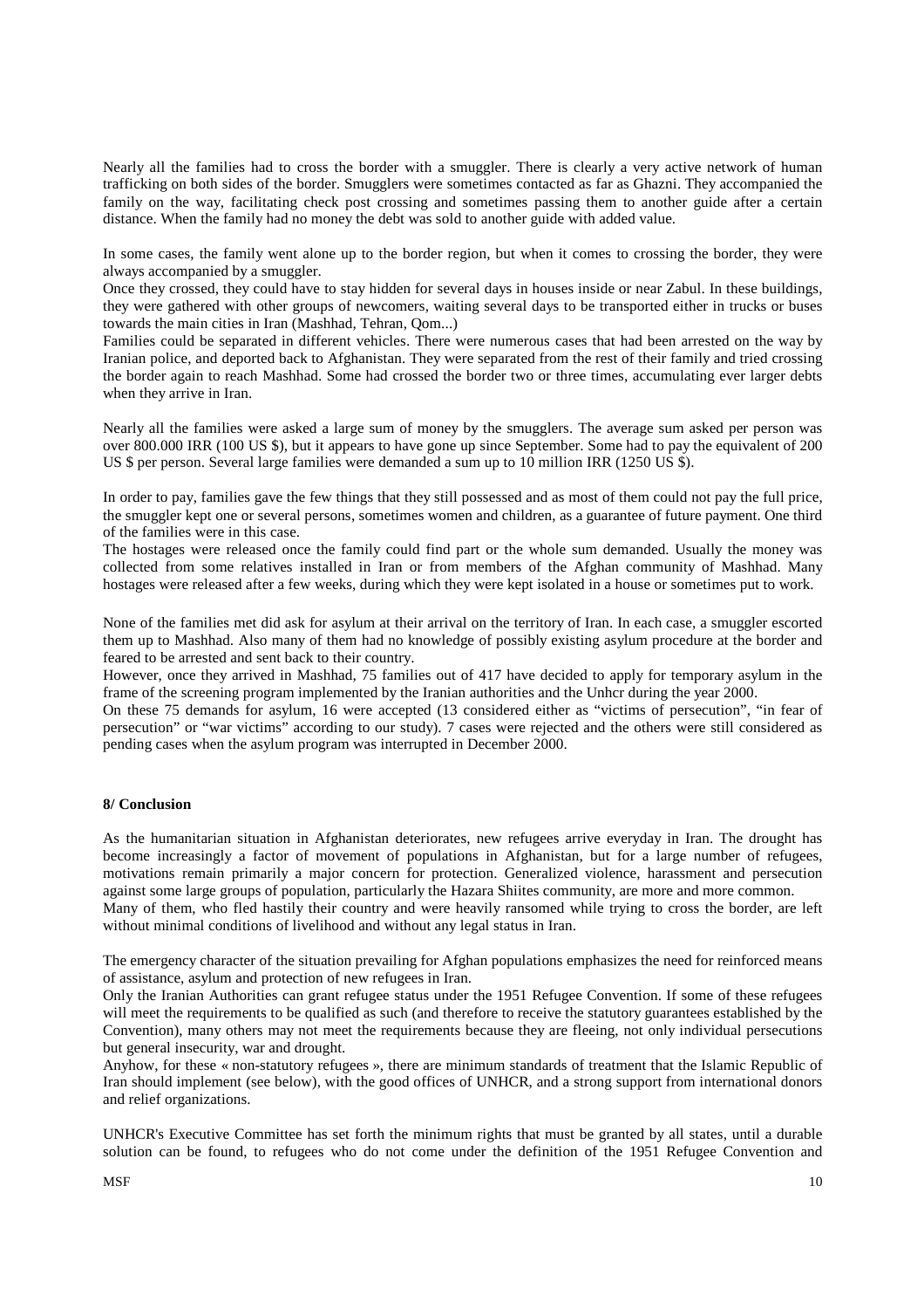Nearly all the families had to cross the border with a smuggler. There is clearly a very active network of human trafficking on both sides of the border. Smugglers were sometimes contacted as far as Ghazni. They accompanied the family on the way, facilitating check post crossing and sometimes passing them to another guide after a certain distance. When the family had no money the debt was sold to another guide with added value.

In some cases, the family went alone up to the border region, but when it comes to crossing the border, they were always accompanied by a smuggler.
Once they crossed, they could have to stay hidden for several days in houses inside or near Zabul. In these buildings, they were gathered with other groups of newcomers, waiting several days to be transported either in trucks or buses towards the main cities in Iran (Mashhad, Tehran, Qom...)
Families could be separated in different vehicles. There were numerous cases that had been arrested on the way by Iranian police, and deported back to Afghanistan. They were separated from the rest of their family and tried crossing the border again to reach Mashhad. Some had crossed the border two or three times, accumulating ever larger debts when they arrive in Iran.

Nearly all the families were asked a large sum of money by the smugglers. The average sum asked per person was over 800.000 IRR (100 US $), but it appears to have gone up since September. Some had to pay the equivalent of 200 US $ per person. Several large families were demanded a sum up to 10 million IRR (1250 US $).

In order to pay, families gave the few things that they still possessed and as most of them could not pay the full price, the smuggler kept one or several persons, sometimes women and children, as a guarantee of future payment. One third of the families were in this case.
The hostages were released once the family could find part or the whole sum demanded. Usually the money was collected from some relatives installed in Iran or from members of the Afghan community of Mashhad. Many hostages were released after a few weeks, during which they were kept isolated in a house or sometimes put to work.

None of the families met did ask for asylum at their arrival on the territory of Iran. In each case, a smuggler escorted them up to Mashhad. Also many of them had no knowledge of possibly existing asylum procedure at the border and feared to be arrested and sent back to their country.
However, once they arrived in Mashhad, 75 families out of 417 have decided to apply for temporary asylum in the frame of the screening program implemented by the Iranian authorities and the Unhcr during the year 2000.
On these 75 demands for asylum, 16 were accepted (13 considered either as "victims of persecution", "in fear of persecution" or "war victims" according to our study). 7 cases were rejected and the others were still considered as pending cases when the asylum program was interrupted in December 2000.

**8/ Conclusion**

As the humanitarian situation in Afghanistan deteriorates, new refugees arrive everyday in Iran. The drought has become increasingly a factor of movement of populations in Afghanistan, but for a large number of refugees, motivations remain primarily a major concern for protection. Generalized violence, harassment and persecution against some large groups of population, particularly the Hazara Shiites community, are more and more common.
Many of them, who fled hastily their country and were heavily ransomed while trying to cross the border, are left without minimal conditions of livelihood and without any legal status in Iran.

The emergency character of the situation prevailing for Afghan populations emphasizes the need for reinforced means of assistance, asylum and protection of new refugees in Iran.
Only the Iranian Authorities can grant refugee status under the 1951 Refugee Convention. If some of these refugees will meet the requirements to be qualified as such (and therefore to receive the statutory guarantees established by the Convention), many others may not meet the requirements because they are fleeing, not only individual persecutions but general insecurity, war and drought.
Anyhow, for these « non-statutory refugees », there are minimum standards of treatment that the Islamic Republic of Iran should implement (see below), with the good offices of UNHCR, and a strong support from international donors and relief organizations.

UNHCR's Executive Committee has set forth the minimum rights that must be granted by all states, until a durable solution can be found, to refugees who do not come under the definition of the 1951 Refugee Convention and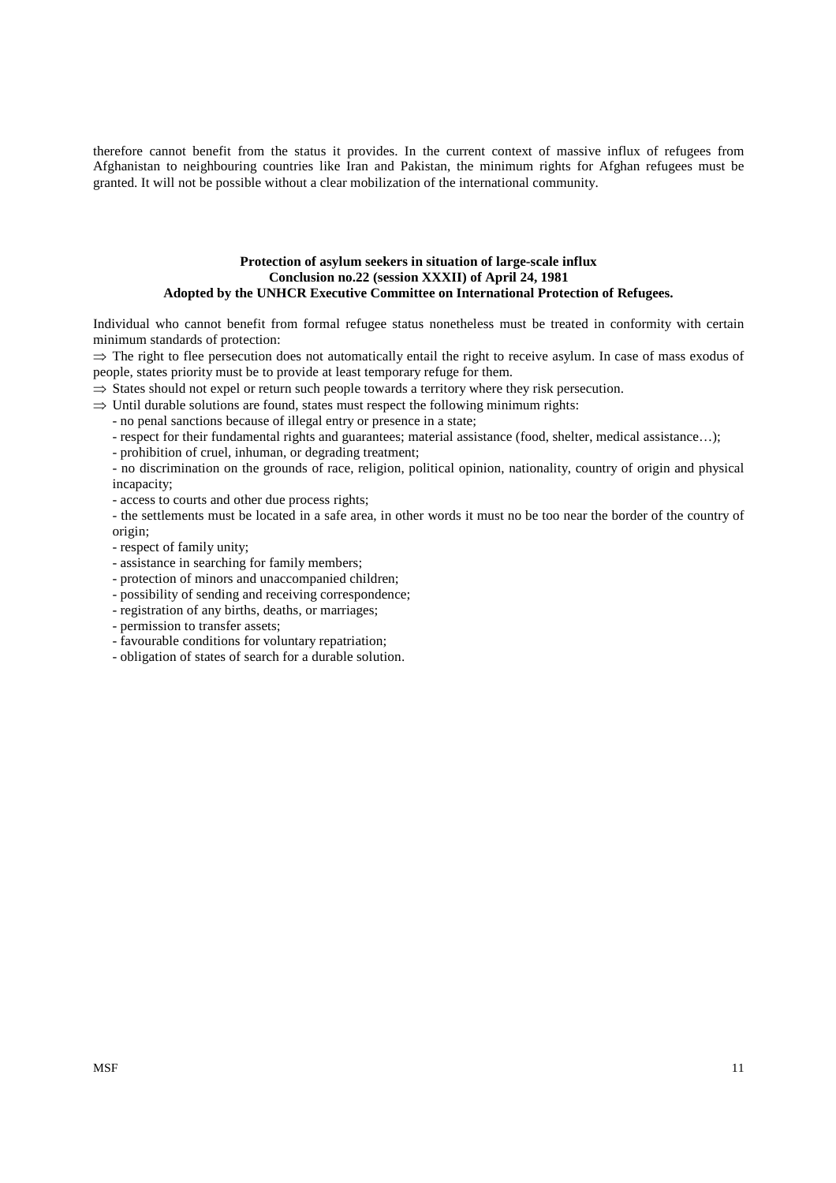therefore cannot benefit from the status it provides. In the current context of massive influx of refugees from Afghanistan to neighbouring countries like Iran and Pakistan, the minimum rights for Afghan refugees must be granted. It will not be possible without a clear mobilization of the international community.

**Protection of asylum seekers in situation of large-scale influx**
**Conclusion no.22 (session XXXII) of April 24, 1981**
**Adopted by the UNHCR Executive Committee on International Protection of Refugees.**

Individual who cannot benefit from formal refugee status nonetheless must be treated in conformity with certain minimum standards of protection:

⇒ The right to flee persecution does not automatically entail the right to receive asylum. In case of mass exodus of people, states priority must be to provide at least temporary refuge for them.

⇒ States should not expel or return such people towards a territory where they risk persecution.

⇒ Until durable solutions are found, states must respect the following minimum rights:

- no penal sanctions because of illegal entry or presence in a state;
- respect for their fundamental rights and guarantees; material assistance (food, shelter, medical assistance…);
- prohibition of cruel, inhuman, or degrading treatment;
- no discrimination on the grounds of race, religion, political opinion, nationality, country of origin and physical incapacity;
- access to courts and other due process rights;
- the settlements must be located in a safe area, in other words it must no be too near the border of the country of origin;
- respect of family unity;
- assistance in searching for family members;
- protection of minors and unaccompanied children;
- possibility of sending and receiving correspondence;
- registration of any births, deaths, or marriages;
- permission to transfer assets;
- favourable conditions for voluntary repatriation;
- obligation of states of search for a durable solution.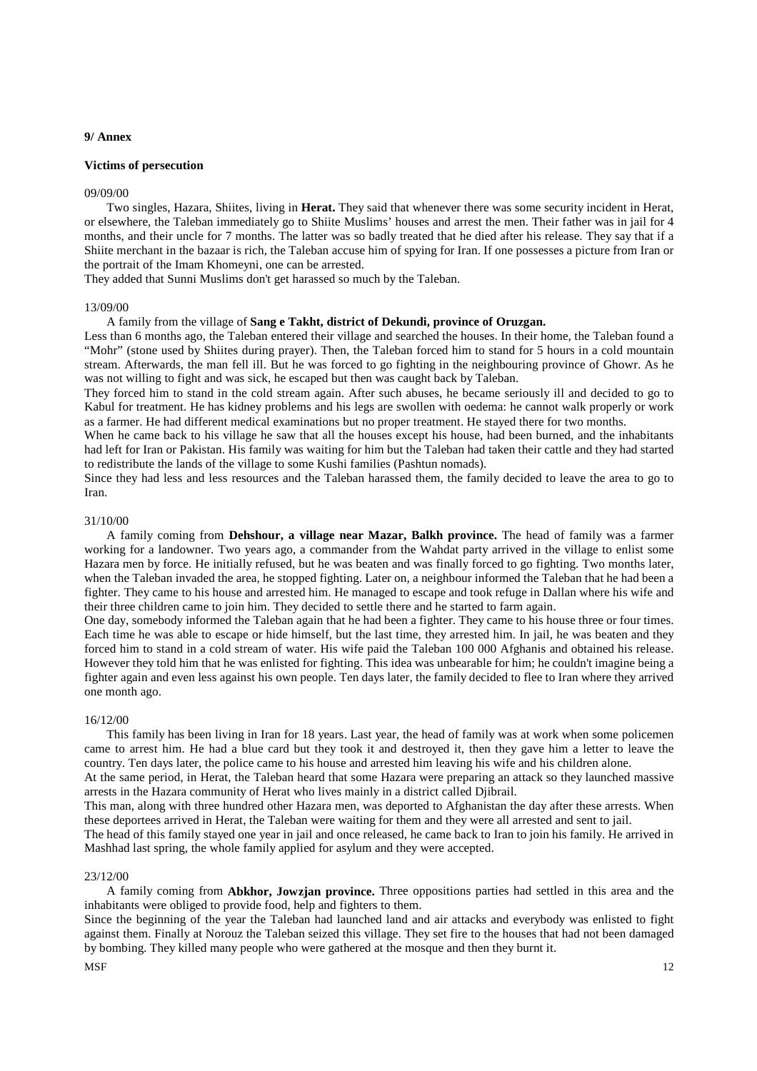**9/ Annex**

**Victims of persecution**

09/09/00

Two singles, Hazara, Shiites, living in **Herat.** They said that whenever there was some security incident in Herat, or elsewhere, the Taleban immediately go to Shiite Muslims' houses and arrest the men. Their father was in jail for 4 months, and their uncle for 7 months. The latter was so badly treated that he died after his release. They say that if a Shiite merchant in the bazaar is rich, the Taleban accuse him of spying for Iran. If one possesses a picture from Iran or the portrait of the Imam Khomeyni, one can be arrested.

They added that Sunni Muslims don't get harassed so much by the Taleban.

13/09/00

A family from the village of **Sang e Takht, district of Dekundi, province of Oruzgan.**

Less than 6 months ago, the Taleban entered their village and searched the houses. In their home, the Taleban found a "Mohr" (stone used by Shiites during prayer). Then, the Taleban forced him to stand for 5 hours in a cold mountain stream. Afterwards, the man fell ill. But he was forced to go fighting in the neighbouring province of Ghowr. As he was not willing to fight and was sick, he escaped but then was caught back by Taleban.

They forced him to stand in the cold stream again. After such abuses, he became seriously ill and decided to go to Kabul for treatment. He has kidney problems and his legs are swollen with oedema: he cannot walk properly or work as a farmer. He had different medical examinations but no proper treatment. He stayed there for two months.

When he came back to his village he saw that all the houses except his house, had been burned, and the inhabitants had left for Iran or Pakistan. His family was waiting for him but the Taleban had taken their cattle and they had started to redistribute the lands of the village to some Kushi families (Pashtun nomads).

Since they had less and less resources and the Taleban harassed them, the family decided to leave the area to go to Iran.

31/10/00

A family coming from **Dehshour, a village near Mazar, Balkh province.** The head of family was a farmer working for a landowner. Two years ago, a commander from the Wahdat party arrived in the village to enlist some Hazara men by force. He initially refused, but he was beaten and was finally forced to go fighting. Two months later, when the Taleban invaded the area, he stopped fighting. Later on, a neighbour informed the Taleban that he had been a fighter. They came to his house and arrested him. He managed to escape and took refuge in Dallan where his wife and their three children came to join him. They decided to settle there and he started to farm again.

One day, somebody informed the Taleban again that he had been a fighter. They came to his house three or four times. Each time he was able to escape or hide himself, but the last time, they arrested him. In jail, he was beaten and they forced him to stand in a cold stream of water. His wife paid the Taleban 100 000 Afghanis and obtained his release. However they told him that he was enlisted for fighting. This idea was unbearable for him; he couldn't imagine being a fighter again and even less against his own people. Ten days later, the family decided to flee to Iran where they arrived one month ago.

16/12/00

This family has been living in Iran for 18 years. Last year, the head of family was at work when some policemen came to arrest him. He had a blue card but they took it and destroyed it, then they gave him a letter to leave the country. Ten days later, the police came to his house and arrested him leaving his wife and his children alone.

At the same period, in Herat, the Taleban heard that some Hazara were preparing an attack so they launched massive arrests in the Hazara community of Herat who lives mainly in a district called Djibrail.

This man, along with three hundred other Hazara men, was deported to Afghanistan the day after these arrests. When these deportees arrived in Herat, the Taleban were waiting for them and they were all arrested and sent to jail.

The head of this family stayed one year in jail and once released, he came back to Iran to join his family. He arrived in Mashhad last spring, the whole family applied for asylum and they were accepted.

23/12/00

A family coming from **Abkhor, Jowzjan province.** Three oppositions parties had settled in this area and the inhabitants were obliged to provide food, help and fighters to them.

Since the beginning of the year the Taleban had launched land and air attacks and everybody was enlisted to fight against them. Finally at Norouz the Taleban seized this village. They set fire to the houses that had not been damaged by bombing. They killed many people who were gathered at the mosque and then they burnt it.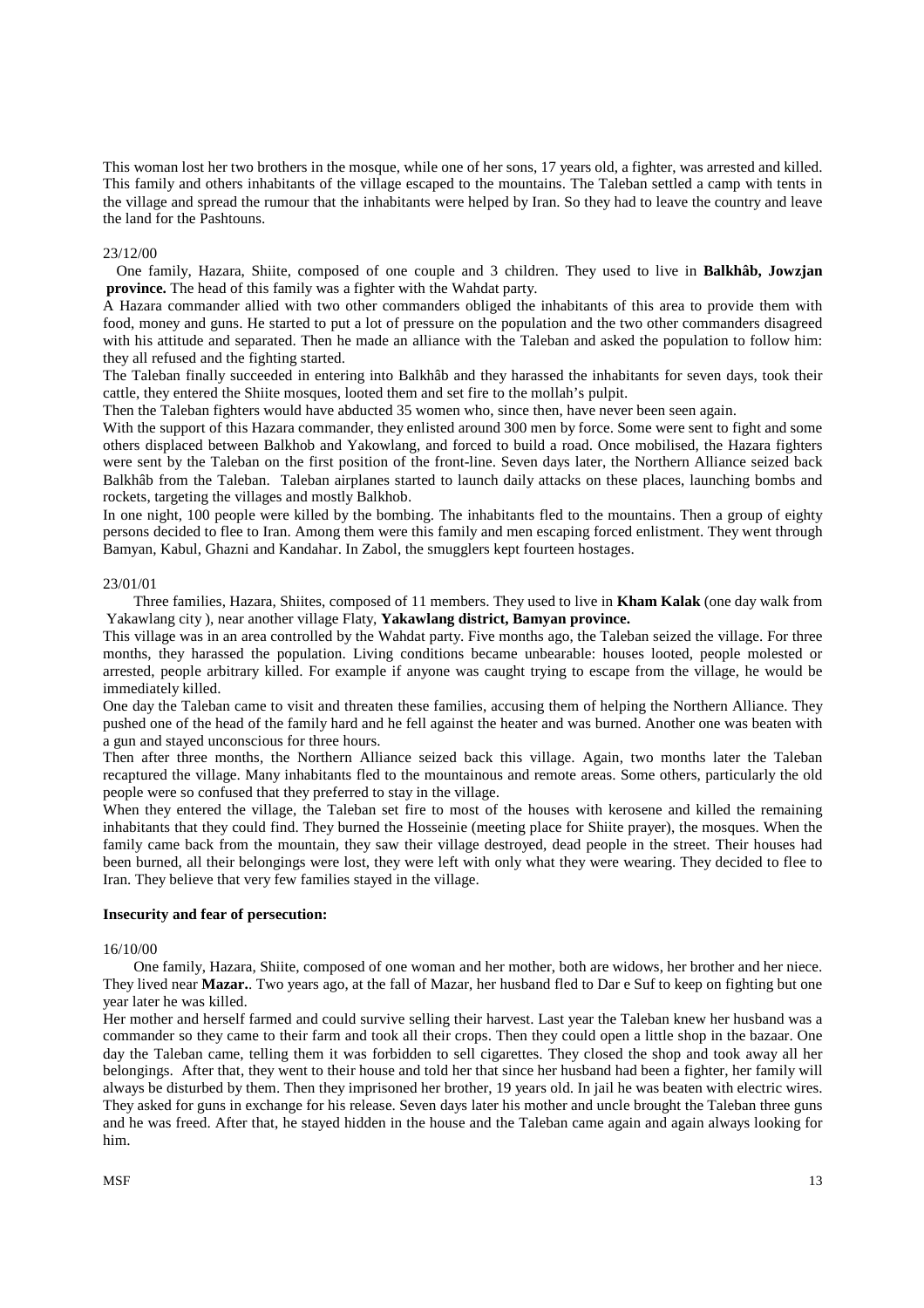This woman lost her two brothers in the mosque, while one of her sons, 17 years old, a fighter, was arrested and killed. This family and others inhabitants of the village escaped to the mountains. The Taleban settled a camp with tents in the village and spread the rumour that the inhabitants were helped by Iran. So they had to leave the country and leave the land for the Pashtouns.

23/12/00

One family, Hazara, Shiite, composed of one couple and 3 children. They used to live in **Balkhâb, Jowzjan province.** The head of this family was a fighter with the Wahdat party.

A Hazara commander allied with two other commanders obliged the inhabitants of this area to provide them with food, money and guns. He started to put a lot of pressure on the population and the two other commanders disagreed with his attitude and separated. Then he made an alliance with the Taleban and asked the population to follow him: they all refused and the fighting started.

The Taleban finally succeeded in entering into Balkhâb and they harassed the inhabitants for seven days, took their cattle, they entered the Shiite mosques, looted them and set fire to the mollah's pulpit.

Then the Taleban fighters would have abducted 35 women who, since then, have never been seen again.

With the support of this Hazara commander, they enlisted around 300 men by force. Some were sent to fight and some others displaced between Balkhob and Yakowlang, and forced to build a road. Once mobilised, the Hazara fighters were sent by the Taleban on the first position of the front-line. Seven days later, the Northern Alliance seized back Balkhâb from the Taleban. Taleban airplanes started to launch daily attacks on these places, launching bombs and rockets, targeting the villages and mostly Balkhob.

In one night, 100 people were killed by the bombing. The inhabitants fled to the mountains. Then a group of eighty persons decided to flee to Iran. Among them were this family and men escaping forced enlistment. They went through Bamyan, Kabul, Ghazni and Kandahar. In Zabol, the smugglers kept fourteen hostages.

23/01/01

Three families, Hazara, Shiites, composed of 11 members. They used to live in **Kham Kalak** (one day walk from Yakawlang city ), near another village Flaty, **Yakawlang district, Bamyan province.**

This village was in an area controlled by the Wahdat party. Five months ago, the Taleban seized the village. For three months, they harassed the population. Living conditions became unbearable: houses looted, people molested or arrested, people arbitrary killed. For example if anyone was caught trying to escape from the village, he would be immediately killed.

One day the Taleban came to visit and threaten these families, accusing them of helping the Northern Alliance. They pushed one of the head of the family hard and he fell against the heater and was burned. Another one was beaten with a gun and stayed unconscious for three hours.

Then after three months, the Northern Alliance seized back this village. Again, two months later the Taleban recaptured the village. Many inhabitants fled to the mountainous and remote areas. Some others, particularly the old people were so confused that they preferred to stay in the village.

When they entered the village, the Taleban set fire to most of the houses with kerosene and killed the remaining inhabitants that they could find. They burned the Hosseinie (meeting place for Shiite prayer), the mosques. When the family came back from the mountain, they saw their village destroyed, dead people in the street. Their houses had been burned, all their belongings were lost, they were left with only what they were wearing. They decided to flee to Iran. They believe that very few families stayed in the village.

**Insecurity and fear of persecution:**

16/10/00

One family, Hazara, Shiite, composed of one woman and her mother, both are widows, her brother and her niece. They lived near **Mazar.**. Two years ago, at the fall of Mazar, her husband fled to Dar e Suf to keep on fighting but one year later he was killed.

Her mother and herself farmed and could survive selling their harvest. Last year the Taleban knew her husband was a commander so they came to their farm and took all their crops. Then they could open a little shop in the bazaar. One day the Taleban came, telling them it was forbidden to sell cigarettes. They closed the shop and took away all her belongings. After that, they went to their house and told her that since her husband had been a fighter, her family will always be disturbed by them. Then they imprisoned her brother, 19 years old. In jail he was beaten with electric wires. They asked for guns in exchange for his release. Seven days later his mother and uncle brought the Taleban three guns and he was freed. After that, he stayed hidden in the house and the Taleban came again and again always looking for him.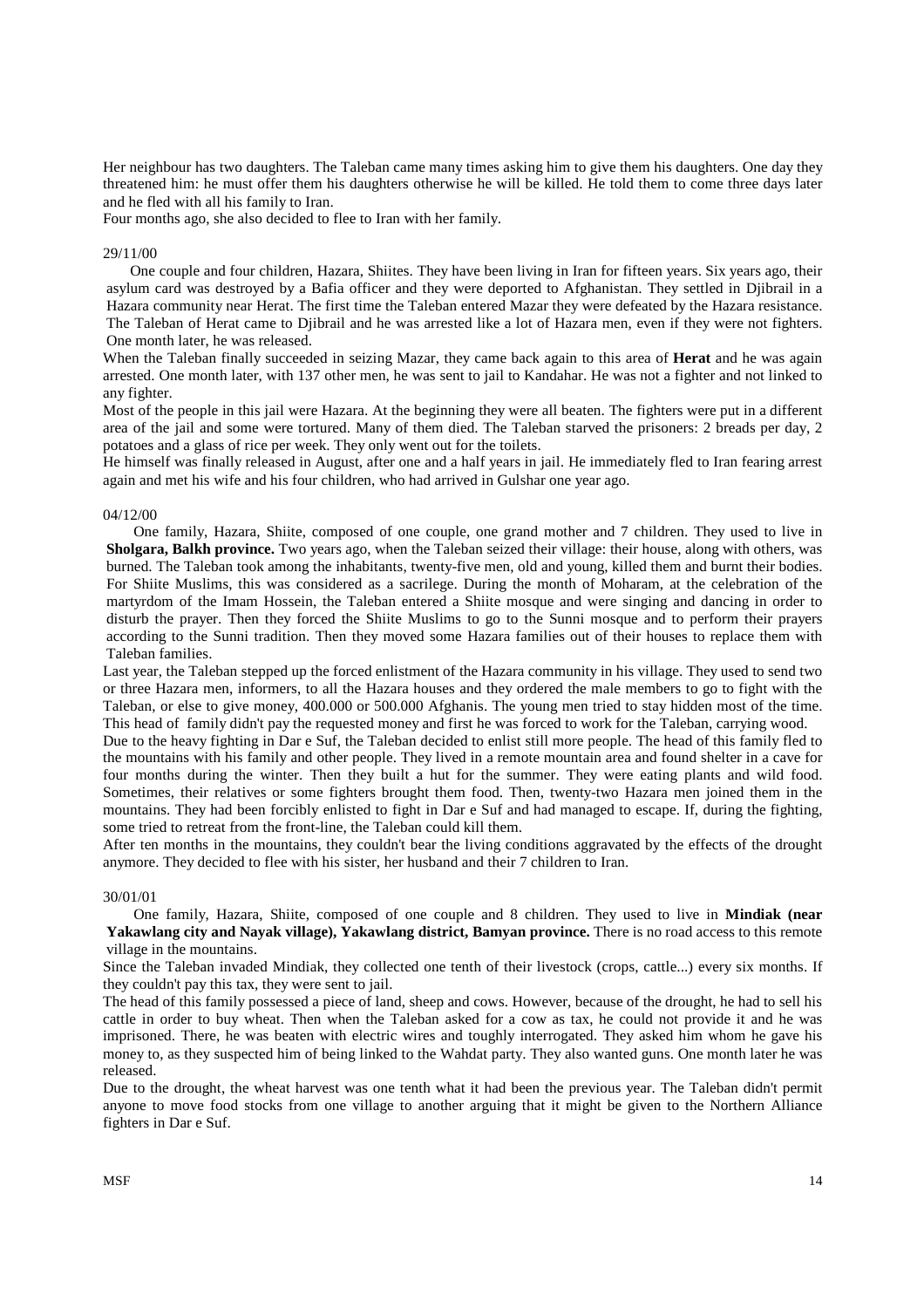Her neighbour has two daughters. The Taleban came many times asking him to give them his daughters. One day they threatened him: he must offer them his daughters otherwise he will be killed. He told them to come three days later and he fled with all his family to Iran.

Four months ago, she also decided to flee to Iran with her family.

29/11/00

One couple and four children, Hazara, Shiites. They have been living in Iran for fifteen years. Six years ago, their asylum card was destroyed by a Bafia officer and they were deported to Afghanistan. They settled in Djibrail in a Hazara community near Herat. The first time the Taleban entered Mazar they were defeated by the Hazara resistance. The Taleban of Herat came to Djibrail and he was arrested like a lot of Hazara men, even if they were not fighters. One month later, he was released.

When the Taleban finally succeeded in seizing Mazar, they came back again to this area of **Herat** and he was again arrested. One month later, with 137 other men, he was sent to jail to Kandahar. He was not a fighter and not linked to any fighter.

Most of the people in this jail were Hazara. At the beginning they were all beaten. The fighters were put in a different area of the jail and some were tortured. Many of them died. The Taleban starved the prisoners: 2 breads per day, 2 potatoes and a glass of rice per week. They only went out for the toilets.

He himself was finally released in August, after one and a half years in jail. He immediately fled to Iran fearing arrest again and met his wife and his four children, who had arrived in Gulshar one year ago.

04/12/00

One family, Hazara, Shiite, composed of one couple, one grand mother and 7 children. They used to live in **Sholgara, Balkh province.** Two years ago, when the Taleban seized their village: their house, along with others, was burned. The Taleban took among the inhabitants, twenty-five men, old and young, killed them and burnt their bodies. For Shiite Muslims, this was considered as a sacrilege. During the month of Moharam, at the celebration of the martyrdom of the Imam Hossein, the Taleban entered a Shiite mosque and were singing and dancing in order to disturb the prayer. Then they forced the Shiite Muslims to go to the Sunni mosque and to perform their prayers according to the Sunni tradition. Then they moved some Hazara families out of their houses to replace them with Taleban families.

Last year, the Taleban stepped up the forced enlistment of the Hazara community in his village. They used to send two or three Hazara men, informers, to all the Hazara houses and they ordered the male members to go to fight with the Taleban, or else to give money, 400.000 or 500.000 Afghanis. The young men tried to stay hidden most of the time. This head of family didn't pay the requested money and first he was forced to work for the Taleban, carrying wood.

Due to the heavy fighting in Dar e Suf, the Taleban decided to enlist still more people. The head of this family fled to the mountains with his family and other people. They lived in a remote mountain area and found shelter in a cave for four months during the winter. Then they built a hut for the summer. They were eating plants and wild food. Sometimes, their relatives or some fighters brought them food. Then, twenty-two Hazara men joined them in the mountains. They had been forcibly enlisted to fight in Dar e Suf and had managed to escape. If, during the fighting, some tried to retreat from the front-line, the Taleban could kill them.

After ten months in the mountains, they couldn't bear the living conditions aggravated by the effects of the drought anymore. They decided to flee with his sister, her husband and their 7 children to Iran.

30/01/01

One family, Hazara, Shiite, composed of one couple and 8 children. They used to live in **Mindiak (near Yakawlang city and Nayak village), Yakawlang district, Bamyan province.** There is no road access to this remote village in the mountains.

Since the Taleban invaded Mindiak, they collected one tenth of their livestock (crops, cattle...) every six months. If they couldn't pay this tax, they were sent to jail.

The head of this family possessed a piece of land, sheep and cows. However, because of the drought, he had to sell his cattle in order to buy wheat. Then when the Taleban asked for a cow as tax, he could not provide it and he was imprisoned. There, he was beaten with electric wires and toughly interrogated. They asked him whom he gave his money to, as they suspected him of being linked to the Wahdat party. They also wanted guns. One month later he was released.

Due to the drought, the wheat harvest was one tenth what it had been the previous year. The Taleban didn't permit anyone to move food stocks from one village to another arguing that it might be given to the Northern Alliance fighters in Dar e Suf.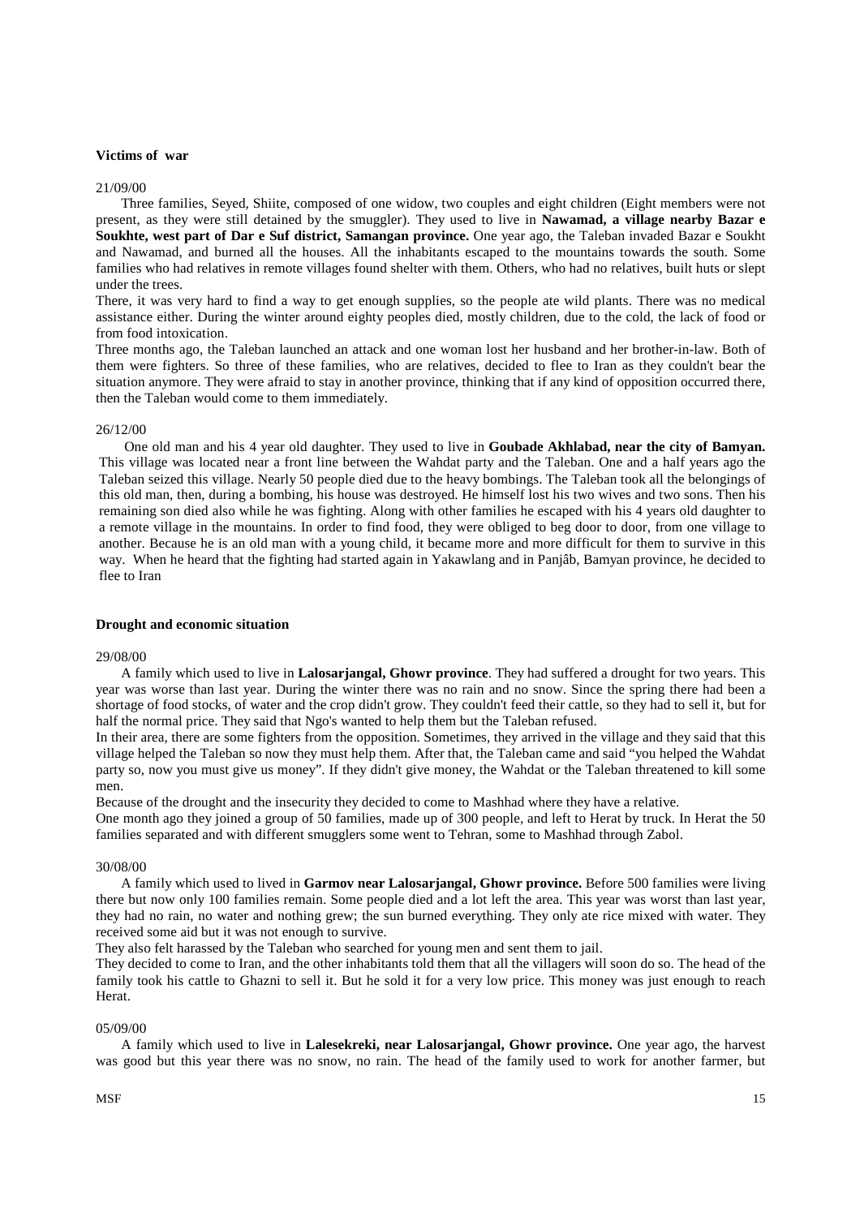**Victims of war**

21/09/00

Three families, Seyed, Shiite, composed of one widow, two couples and eight children (Eight members were not present, as they were still detained by the smuggler). They used to live in **Nawamad, a village nearby Bazar e Soukhte, west part of Dar e Suf district, Samangan province.** One year ago, the Taleban invaded Bazar e Soukht and Nawamad, and burned all the houses. All the inhabitants escaped to the mountains towards the south. Some families who had relatives in remote villages found shelter with them. Others, who had no relatives, built huts or slept under the trees.

There, it was very hard to find a way to get enough supplies, so the people ate wild plants. There was no medical assistance either. During the winter around eighty peoples died, mostly children, due to the cold, the lack of food or from food intoxication.

Three months ago, the Taleban launched an attack and one woman lost her husband and her brother-in-law. Both of them were fighters. So three of these families, who are relatives, decided to flee to Iran as they couldn't bear the situation anymore. They were afraid to stay in another province, thinking that if any kind of opposition occurred there, then the Taleban would come to them immediately.

26/12/00

One old man and his 4 year old daughter. They used to live in **Goubade Akhlabad, near the city of Bamyan.** This village was located near a front line between the Wahdat party and the Taleban. One and a half years ago the Taleban seized this village. Nearly 50 people died due to the heavy bombings. The Taleban took all the belongings of this old man, then, during a bombing, his house was destroyed. He himself lost his two wives and two sons. Then his remaining son died also while he was fighting. Along with other families he escaped with his 4 years old daughter to a remote village in the mountains. In order to find food, they were obliged to beg door to door, from one village to another. Because he is an old man with a young child, it became more and more difficult for them to survive in this way. When he heard that the fighting had started again in Yakawlang and in Panjâb, Bamyan province, he decided to flee to Iran

**Drought and economic situation**

29/08/00

A family which used to live in **Lalosarjangal, Ghowr province**. They had suffered a drought for two years. This year was worse than last year. During the winter there was no rain and no snow. Since the spring there had been a shortage of food stocks, of water and the crop didn't grow. They couldn't feed their cattle, so they had to sell it, but for half the normal price. They said that Ngo's wanted to help them but the Taleban refused.

In their area, there are some fighters from the opposition. Sometimes, they arrived in the village and they said that this village helped the Taleban so now they must help them. After that, the Taleban came and said "you helped the Wahdat party so, now you must give us money". If they didn't give money, the Wahdat or the Taleban threatened to kill some men.

Because of the drought and the insecurity they decided to come to Mashhad where they have a relative.

One month ago they joined a group of 50 families, made up of 300 people, and left to Herat by truck. In Herat the 50 families separated and with different smugglers some went to Tehran, some to Mashhad through Zabol.

30/08/00

A family which used to lived in **Garmov near Lalosarjangal, Ghowr province.** Before 500 families were living there but now only 100 families remain. Some people died and a lot left the area. This year was worst than last year, they had no rain, no water and nothing grew; the sun burned everything. They only ate rice mixed with water. They received some aid but it was not enough to survive.

They also felt harassed by the Taleban who searched for young men and sent them to jail.

They decided to come to Iran, and the other inhabitants told them that all the villagers will soon do so. The head of the family took his cattle to Ghazni to sell it. But he sold it for a very low price. This money was just enough to reach Herat.

05/09/00

A family which used to live in **Lalesekreki, near Lalosarjangal, Ghowr province.** One year ago, the harvest was good but this year there was no snow, no rain. The head of the family used to work for another farmer, but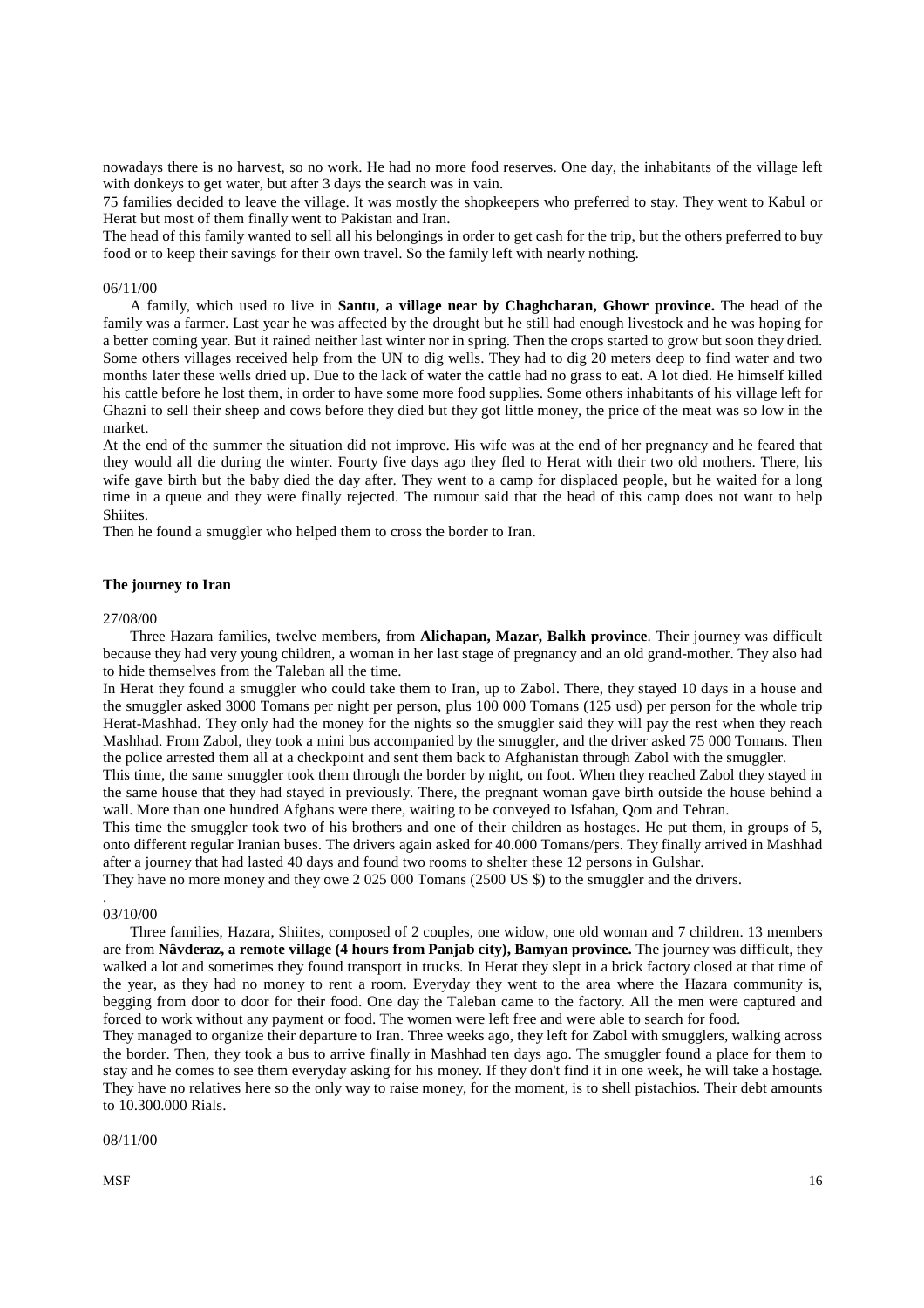nowadays there is no harvest, so no work. He had no more food reserves. One day, the inhabitants of the village left with donkeys to get water, but after 3 days the search was in vain.

75 families decided to leave the village. It was mostly the shopkeepers who preferred to stay. They went to Kabul or Herat but most of them finally went to Pakistan and Iran.

The head of this family wanted to sell all his belongings in order to get cash for the trip, but the others preferred to buy food or to keep their savings for their own travel. So the family left with nearly nothing.

06/11/00

A family, which used to live in **Santu, a village near by Chaghcharan, Ghowr province.** The head of the family was a farmer. Last year he was affected by the drought but he still had enough livestock and he was hoping for a better coming year. But it rained neither last winter nor in spring. Then the crops started to grow but soon they dried. Some others villages received help from the UN to dig wells. They had to dig 20 meters deep to find water and two months later these wells dried up. Due to the lack of water the cattle had no grass to eat. A lot died. He himself killed his cattle before he lost them, in order to have some more food supplies. Some others inhabitants of his village left for Ghazni to sell their sheep and cows before they died but they got little money, the price of the meat was so low in the market.

At the end of the summer the situation did not improve. His wife was at the end of her pregnancy and he feared that they would all die during the winter. Fourty five days ago they fled to Herat with their two old mothers. There, his wife gave birth but the baby died the day after. They went to a camp for displaced people, but he waited for a long time in a queue and they were finally rejected. The rumour said that the head of this camp does not want to help Shiites.

Then he found a smuggler who helped them to cross the border to Iran.

**The journey to Iran**

27/08/00

Three Hazara families, twelve members, from **Alichapan, Mazar, Balkh province**. Their journey was difficult because they had very young children, a woman in her last stage of pregnancy and an old grand-mother. They also had to hide themselves from the Taleban all the time.

In Herat they found a smuggler who could take them to Iran, up to Zabol. There, they stayed 10 days in a house and the smuggler asked 3000 Tomans per night per person, plus 100 000 Tomans (125 usd) per person for the whole trip Herat-Mashhad. They only had the money for the nights so the smuggler said they will pay the rest when they reach Mashhad. From Zabol, they took a mini bus accompanied by the smuggler, and the driver asked 75 000 Tomans. Then the police arrested them all at a checkpoint and sent them back to Afghanistan through Zabol with the smuggler.

This time, the same smuggler took them through the border by night, on foot. When they reached Zabol they stayed in the same house that they had stayed in previously. There, the pregnant woman gave birth outside the house behind a wall. More than one hundred Afghans were there, waiting to be conveyed to Isfahan, Qom and Tehran.

This time the smuggler took two of his brothers and one of their children as hostages. He put them, in groups of 5, onto different regular Iranian buses. The drivers again asked for 40.000 Tomans/pers. They finally arrived in Mashhad after a journey that had lasted 40 days and found two rooms to shelter these 12 persons in Gulshar.

They have no more money and they owe 2 025 000 Tomans (2500 US $) to the smuggler and the drivers.

.

03/10/00

Three families, Hazara, Shiites, composed of 2 couples, one widow, one old woman and 7 children. 13 members are from **Nâvderaz, a remote village (4 hours from Panjab city), Bamyan province.** The journey was difficult, they walked a lot and sometimes they found transport in trucks. In Herat they slept in a brick factory closed at that time of the year, as they had no money to rent a room. Everyday they went to the area where the Hazara community is, begging from door to door for their food. One day the Taleban came to the factory. All the men were captured and forced to work without any payment or food. The women were left free and were able to search for food.

They managed to organize their departure to Iran. Three weeks ago, they left for Zabol with smugglers, walking across the border. Then, they took a bus to arrive finally in Mashhad ten days ago. The smuggler found a place for them to stay and he comes to see them everyday asking for his money. If they don't find it in one week, he will take a hostage. They have no relatives here so the only way to raise money, for the moment, is to shell pistachios. Their debt amounts to 10.300.000 Rials.

08/11/00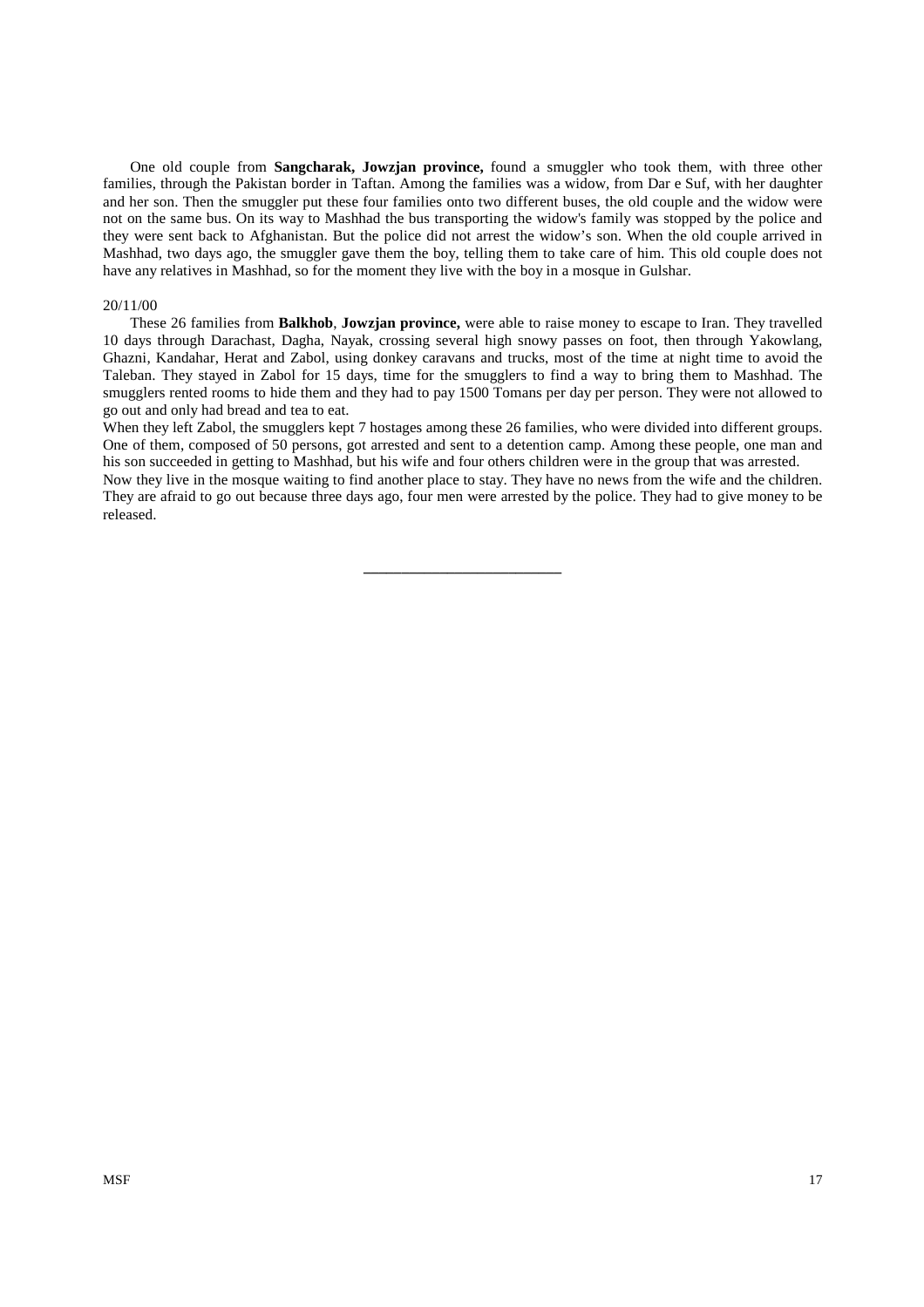One old couple from **Sangcharak, Jowzjan province,** found a smuggler who took them, with three other families, through the Pakistan border in Taftan. Among the families was a widow, from Dar e Suf, with her daughter and her son. Then the smuggler put these four families onto two different buses, the old couple and the widow were not on the same bus. On its way to Mashhad the bus transporting the widow's family was stopped by the police and they were sent back to Afghanistan. But the police did not arrest the widow's son. When the old couple arrived in Mashhad, two days ago, the smuggler gave them the boy, telling them to take care of him. This old couple does not have any relatives in Mashhad, so for the moment they live with the boy in a mosque in Gulshar.

20/11/00

These 26 families from **Balkhob**, **Jowzjan province,** were able to raise money to escape to Iran. They travelled 10 days through Darachast, Dagha, Nayak, crossing several high snowy passes on foot, then through Yakowlang, Ghazni, Kandahar, Herat and Zabol, using donkey caravans and trucks, most of the time at night time to avoid the Taleban. They stayed in Zabol for 15 days, time for the smugglers to find a way to bring them to Mashhad. The smugglers rented rooms to hide them and they had to pay 1500 Tomans per day per person. They were not allowed to go out and only had bread and tea to eat.

When they left Zabol, the smugglers kept 7 hostages among these 26 families, who were divided into different groups. One of them, composed of 50 persons, got arrested and sent to a detention camp. Among these people, one man and his son succeeded in getting to Mashhad, but his wife and four others children were in the group that was arrested.

Now they live in the mosque waiting to find another place to stay. They have no news from the wife and the children. They are afraid to go out because three days ago, four men were arrested by the police. They had to give money to be released.

---